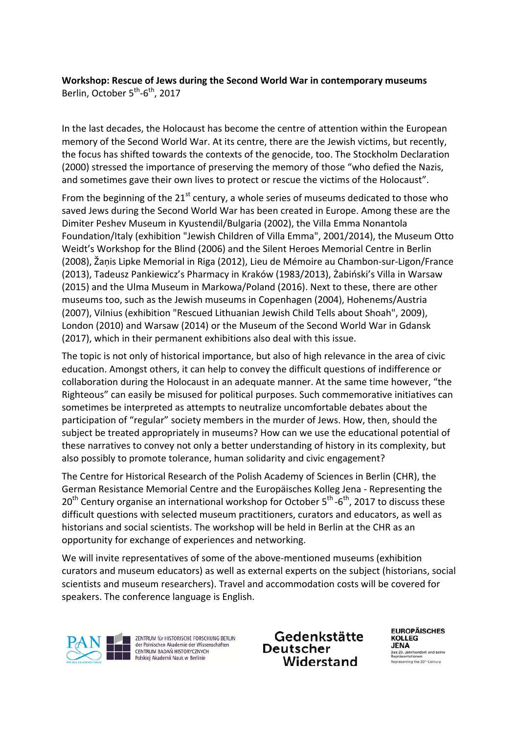**Workshop: Rescue of Jews during the Second World War in contemporary museums**
Berlin, October 5th-6th, 2017

In the last decades, the Holocaust has become the centre of attention within the European memory of the Second World War. At its centre, there are the Jewish victims, but recently, the focus has shifted towards the contexts of the genocide, too. The Stockholm Declaration (2000) stressed the importance of preserving the memory of those "who defied the Nazis, and sometimes gave their own lives to protect or rescue the victims of the Holocaust".

From the beginning of the 21st century, a whole series of museums dedicated to those who saved Jews during the Second World War has been created in Europe. Among these are the Dimiter Peshev Museum in Kyustendil/Bulgaria (2002), the Villa Emma Nonantola Foundation/Italy (exhibition "Jewish Children of Villa Emma", 2001/2014), the Museum Otto Weidt's Workshop for the Blind (2006) and the Silent Heroes Memorial Centre in Berlin (2008), Žaņis Lipke Memorial in Riga (2012), Lieu de Mémoire au Chambon-sur-Ligon/France (2013), Tadeusz Pankiewicz's Pharmacy in Kraków (1983/2013), Żabiński's Villa in Warsaw (2015) and the Ulma Museum in Markowa/Poland (2016). Next to these, there are other museums too, such as the Jewish museums in Copenhagen (2004), Hohenems/Austria (2007), Vilnius (exhibition "Rescued Lithuanian Jewish Child Tells about Shoah", 2009), London (2010) and Warsaw (2014) or the Museum of the Second World War in Gdansk (2017), which in their permanent exhibitions also deal with this issue.

The topic is not only of historical importance, but also of high relevance in the area of civic education. Amongst others, it can help to convey the difficult questions of indifference or collaboration during the Holocaust in an adequate manner. At the same time however, "the Righteous" can easily be misused for political purposes. Such commemorative initiatives can sometimes be interpreted as attempts to neutralize uncomfortable debates about the participation of "regular" society members in the murder of Jews. How, then, should the subject be treated appropriately in museums? How can we use the educational potential of these narratives to convey not only a better understanding of history in its complexity, but also possibly to promote tolerance, human solidarity and civic engagement?

The Centre for Historical Research of the Polish Academy of Sciences in Berlin (CHR), the German Resistance Memorial Centre and the Europäisches Kolleg Jena - Representing the 20th Century organise an international workshop for October 5th-6th, 2017 to discuss these difficult questions with selected museum practitioners, curators and educators, as well as historians and social scientists. The workshop will be held in Berlin at the CHR as an opportunity for exchange of experiences and networking.

We will invite representatives of some of the above-mentioned museums (exhibition curators and museum educators) as well as external experts on the subject (historians, social scientists and museum researchers). Travel and accommodation costs will be covered for speakers. The conference language is English.

ZENTRUM für HISTORISCHE FORSCHUNG BERLIN der Polnischen Akademie der Wissenschaften
CENTRUM BADAŃ HISTORYCZNYCH Polskiej Akademii Nauk w Berlinie

Gedenkstätte Deutscher Widerstand

EUROPÄISCHES KOLLEG JENA
Das 20. Jahrhundert und seine Repräsentationen
Representing the 20th Century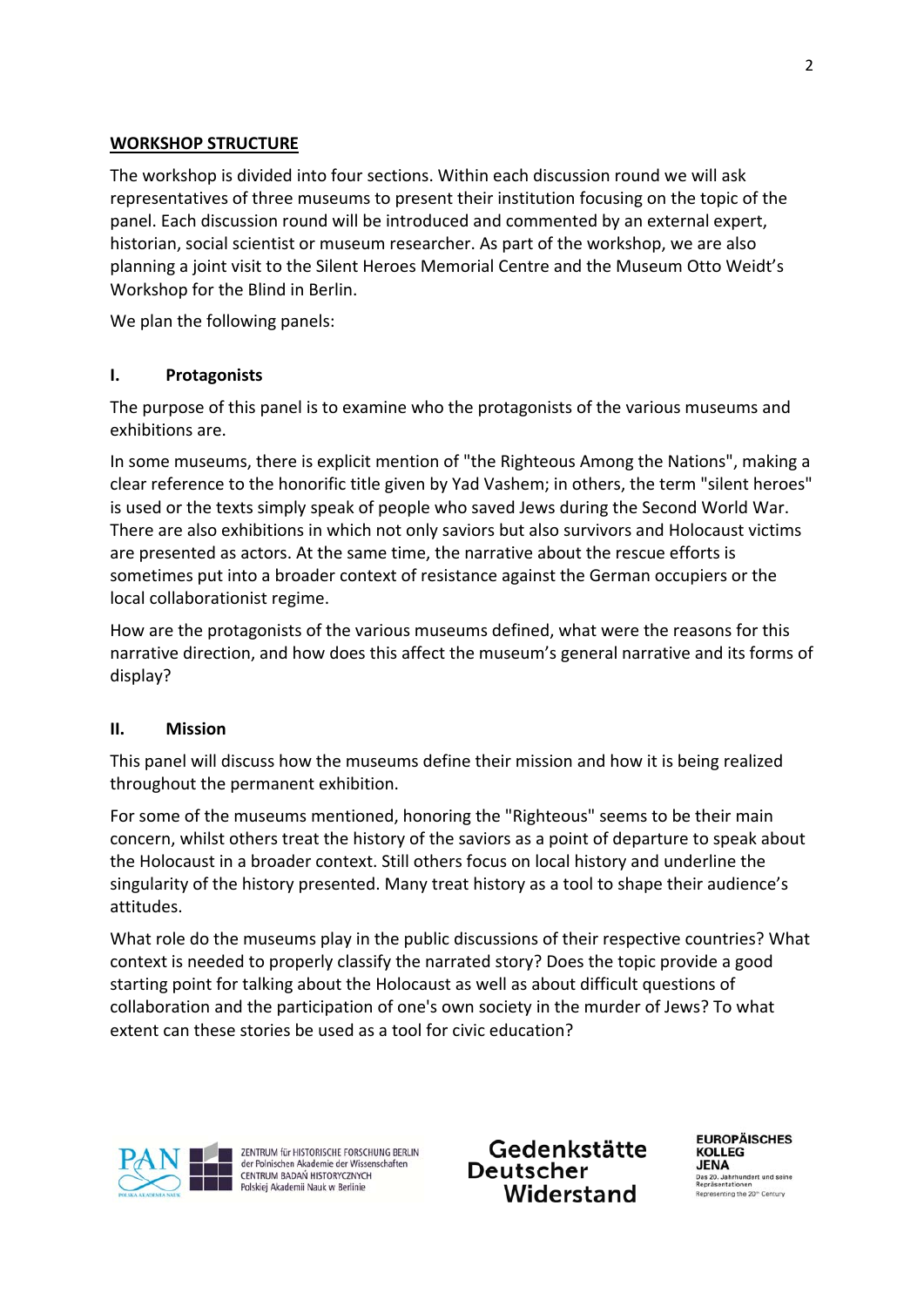## WORKSHOP STRUCTURE

The workshop is divided into four sections. Within each discussion round we will ask representatives of three museums to present their institution focusing on the topic of the panel. Each discussion round will be introduced and commented by an external expert, historian, social scientist or museum researcher. As part of the workshop, we are also planning a joint visit to the Silent Heroes Memorial Centre and the Museum Otto Weidt's Workshop for the Blind in Berlin.

We plan the following panels:

### I. Protagonists

The purpose of this panel is to examine who the protagonists of the various museums and exhibitions are.

In some museums, there is explicit mention of "the Righteous Among the Nations", making a clear reference to the honorific title given by Yad Vashem; in others, the term "silent heroes" is used or the texts simply speak of people who saved Jews during the Second World War. There are also exhibitions in which not only saviors but also survivors and Holocaust victims are presented as actors. At the same time, the narrative about the rescue efforts is sometimes put into a broader context of resistance against the German occupiers or the local collaborationist regime.

How are the protagonists of the various museums defined, what were the reasons for this narrative direction, and how does this affect the museum's general narrative and its forms of display?

### II. Mission

This panel will discuss how the museums define their mission and how it is being realized throughout the permanent exhibition.

For some of the museums mentioned, honoring the "Righteous" seems to be their main concern, whilst others treat the history of the saviors as a point of departure to speak about the Holocaust in a broader context. Still others focus on local history and underline the singularity of the history presented. Many treat history as a tool to shape their audience's attitudes.

What role do the museums play in the public discussions of their respective countries? What context is needed to properly classify the narrated story? Does the topic provide a good starting point for talking about the Holocaust as well as about difficult questions of collaboration and the participation of one's own society in the murder of Jews? To what extent can these stories be used as a tool for civic education?

PAN ZENTRUM für HISTORISCHE FORSCHUNG BERLIN der Polnischen Akademie der Wissenschaften CENTRUM BADAŃ HISTORYCZNYCH Polskiej Akademii Nauk w Berlinie

Gedenkstätte Deutscher Widerstand

EUROPÄISCHES KOLLEG JENA Das 20. Jahrhundert und seine Repräsentationen Representing the 20th Century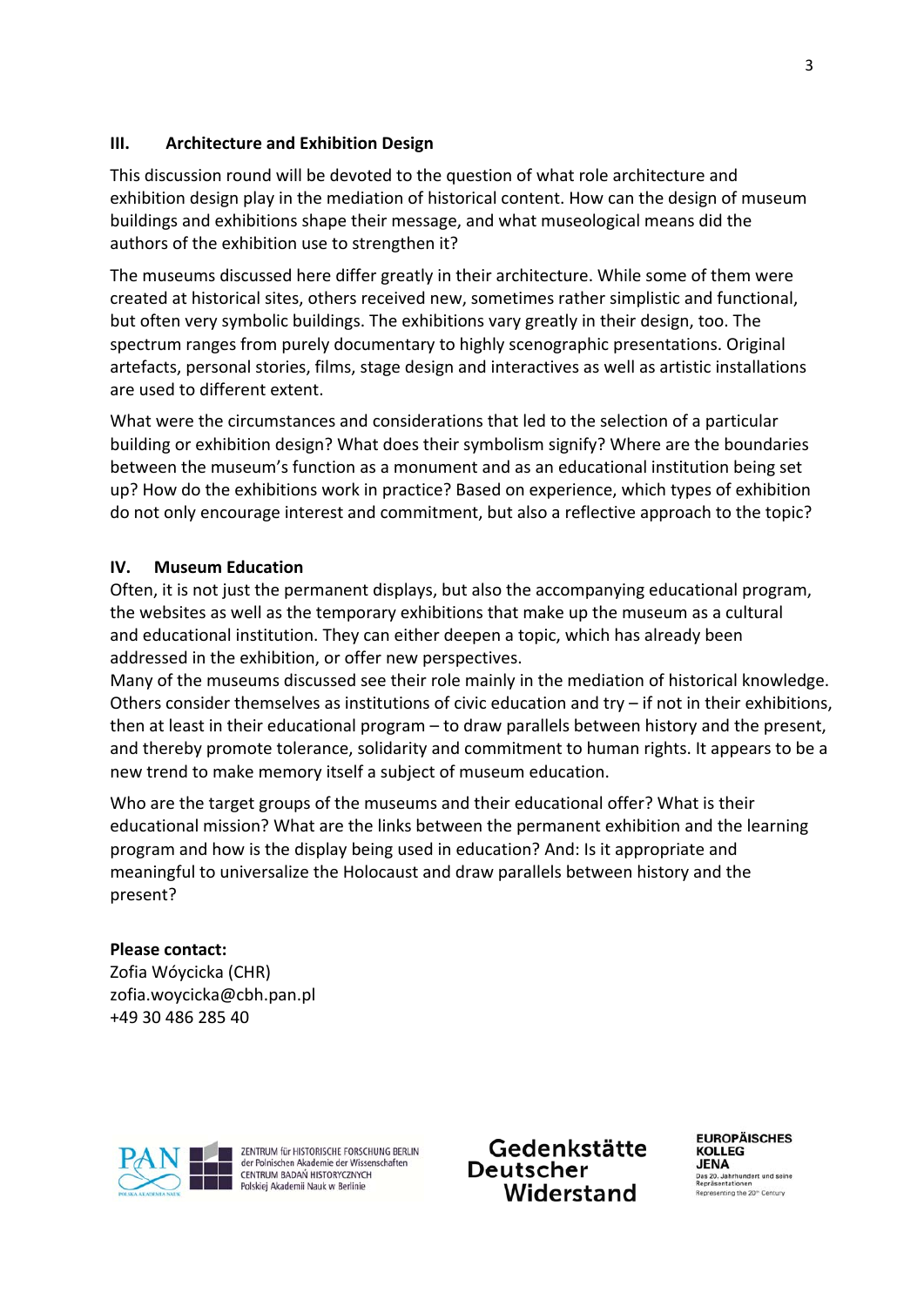## III. Architecture and Exhibition Design

This discussion round will be devoted to the question of what role architecture and exhibition design play in the mediation of historical content. How can the design of museum buildings and exhibitions shape their message, and what museological means did the authors of the exhibition use to strengthen it?

The museums discussed here differ greatly in their architecture. While some of them were created at historical sites, others received new, sometimes rather simplistic and functional, but often very symbolic buildings. The exhibitions vary greatly in their design, too. The spectrum ranges from purely documentary to highly scenographic presentations. Original artefacts, personal stories, films, stage design and interactives as well as artistic installations are used to different extent.

What were the circumstances and considerations that led to the selection of a particular building or exhibition design? What does their symbolism signify? Where are the boundaries between the museum's function as a monument and as an educational institution being set up? How do the exhibitions work in practice? Based on experience, which types of exhibition do not only encourage interest and commitment, but also a reflective approach to the topic?

## IV. Museum Education

Often, it is not just the permanent displays, but also the accompanying educational program, the websites as well as the temporary exhibitions that make up the museum as a cultural and educational institution. They can either deepen a topic, which has already been addressed in the exhibition, or offer new perspectives.
Many of the museums discussed see their role mainly in the mediation of historical knowledge. Others consider themselves as institutions of civic education and try – if not in their exhibitions, then at least in their educational program – to draw parallels between history and the present, and thereby promote tolerance, solidarity and commitment to human rights. It appears to be a new trend to make memory itself a subject of museum education.

Who are the target groups of the museums and their educational offer? What is their educational mission? What are the links between the permanent exhibition and the learning program and how is the display being used in education? And: Is it appropriate and meaningful to universalize the Holocaust and draw parallels between history and the present?

**Please contact:**
Zofia Wóycicka (CHR)
zofia.woycicka@cbh.pan.pl
+49 30 486 285 40

PAN – Polska Akademia Nauk
ZENTRUM für HISTORISCHE FORSCHUNG BERLIN der Polnischen Akademie der Wissenschaften
CENTRUM BADAŃ HISTORYCZNYCH Polskiej Akademii Nauk w Berlinie

Gedenkstätte Deutscher Widerstand

EUROPÄISCHES KOLLEG JENA
Das 20. Jahrhundert und seine Repräsentationen
Representing the 20th Century